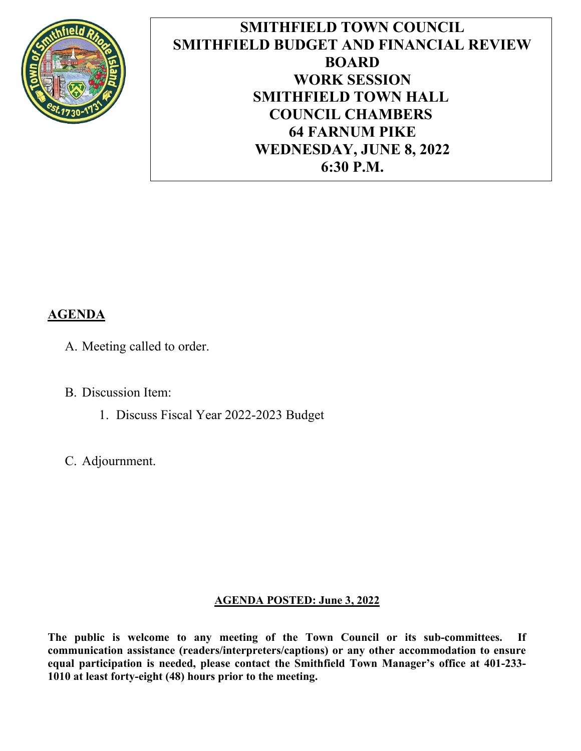# SMITHFIELD TOWN COUNCIL
# SMITHFIELD BUDGET AND FINANCIAL REVIEW BOARD
# WORK SESSION
# SMITHFIELD TOWN HALL
# COUNCIL CHAMBERS
# 64 FARNUM PIKE
# WEDNESDAY, JUNE 8, 2022
# 6:30 P.M.

## AGENDA

A. Meeting called to order.

B. Discussion Item:

1. Discuss Fiscal Year 2022-2023 Budget

C. Adjournment.

**AGENDA POSTED: June 3, 2022**

**The public is welcome to any meeting of the Town Council or its sub-committees. If communication assistance (readers/interpreters/captions) or any other accommodation to ensure equal participation is needed, please contact the Smithfield Town Manager's office at 401-233-1010 at least forty-eight (48) hours prior to the meeting.**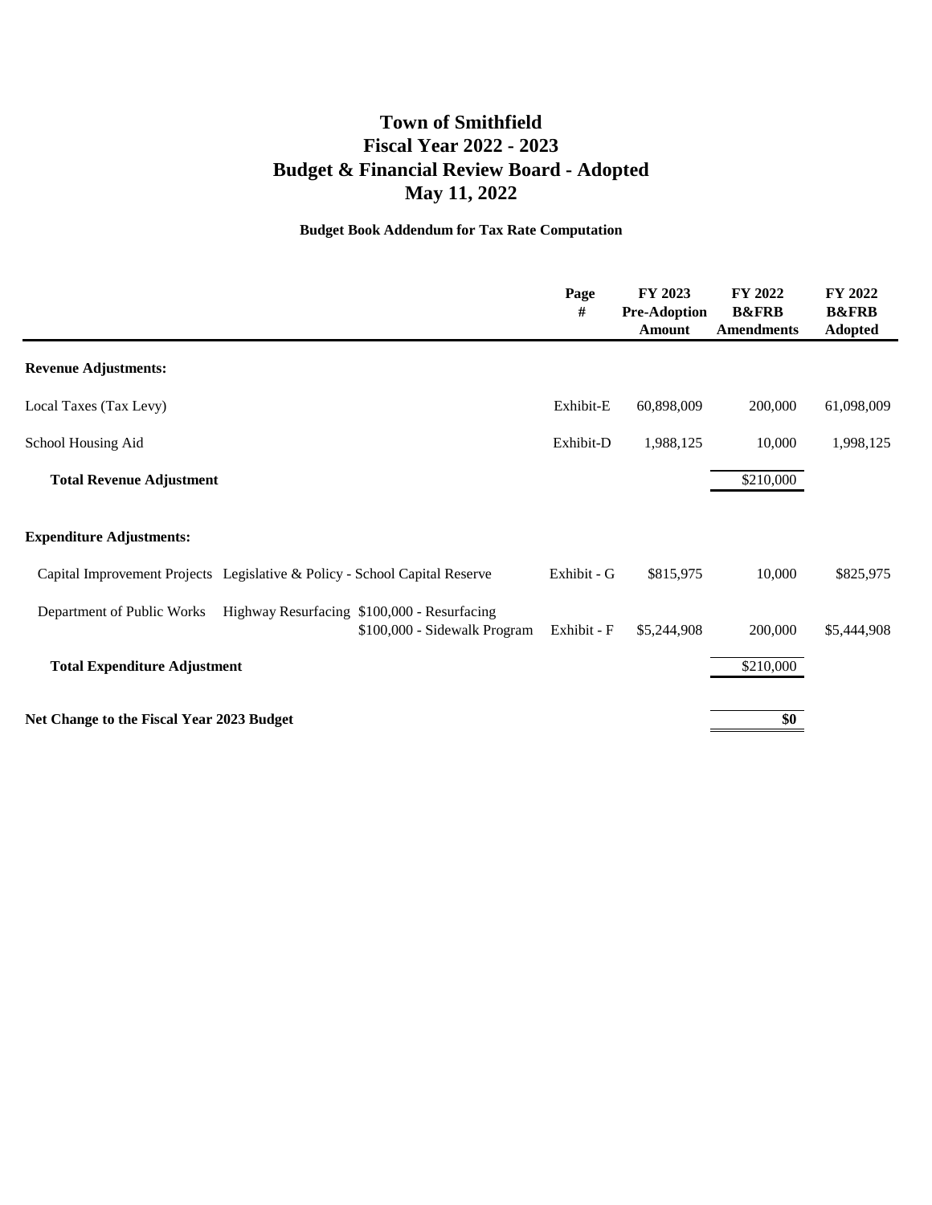# Town of Smithfield
# Fiscal Year 2022 - 2023
# Budget & Financial Review Board - Adopted
# May 11, 2022

**Budget Book Addendum for Tax Rate Computation**

| | Page # | FY 2023 Pre-Adoption Amount | FY 2022 B&FRB Amendments | FY 2022 B&FRB Adopted |
|---|---|---|---|---|
| **Revenue Adjustments:** | | | | |
| Local Taxes (Tax Levy) | Exhibit-E | 60,898,009 | 200,000 | 61,098,009 |
| School Housing Aid | Exhibit-D | 1,988,125 | 10,000 | 1,998,125 |
| **Total Revenue Adjustment** | | | $210,000 | |
| **Expenditure Adjustments:** | | | | |
| Capital Improvement Projects Legislative & Policy - School Capital Reserve | Exhibit - G | $815,975 | 10,000 | $825,975 |
| Department of Public Works Highway Resurfacing $100,000 - Resurfacing $100,000 - Sidewalk Program | Exhibit - F | $5,244,908 | 200,000 | $5,444,908 |
| **Total Expenditure Adjustment** | | | $210,000 | |
| **Net Change to the Fiscal Year 2023 Budget** | | | **$0** | |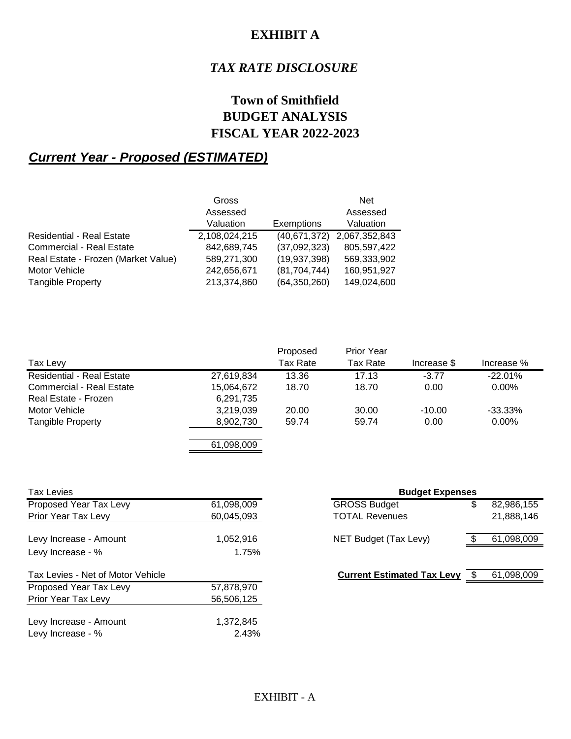# EXHIBIT A

## *TAX RATE DISCLOSURE*

## Town of Smithfield
## BUDGET ANALYSIS
## FISCAL YEAR 2022-2023

## ***Current Year - Proposed (ESTIMATED)***

| | Gross Assessed Valuation | Exemptions | Net Assessed Valuation |
|---|---|---|---|
| Residential - Real Estate | 2,108,024,215 | (40,671,372) | 2,067,352,843 |
| Commercial - Real Estate | 842,689,745 | (37,092,323) | 805,597,422 |
| Real Estate - Frozen (Market Value) | 589,271,300 | (19,937,398) | 569,333,902 |
| Motor Vehicle | 242,656,671 | (81,704,744) | 160,951,927 |
| Tangible Property | 213,374,860 | (64,350,260) | 149,024,600 |

| Tax Levy | | Proposed Tax Rate | Prior Year Tax Rate | Increase $ | Increase % |
|---|---|---|---|---|---|
| Residential - Real Estate | 27,619,834 | 13.36 | 17.13 | -3.77 | -22.01% |
| Commercial - Real Estate | 15,064,672 | 18.70 | 18.70 | 0.00 | 0.00% |
| Real Estate - Frozen | 6,291,735 | | | | |
| Motor Vehicle | 3,219,039 | 20.00 | 30.00 | -10.00 | -33.33% |
| Tangible Property | 8,902,730 | 59.74 | 59.74 | 0.00 | 0.00% |
| | 61,098,009 | | | | |

| Tax Levies | |
|---|---|
| Proposed Year Tax Levy | 61,098,009 |
| Prior Year Tax Levy | 60,045,093 |
| Levy Increase - Amount | 1,052,916 |
| Levy Increase - % | 1.75% |

| Tax Levies - Net of Motor Vehicle | |
|---|---|
| Proposed Year Tax Levy | 57,878,970 |
| Prior Year Tax Levy | 56,506,125 |
| Levy Increase - Amount | 1,372,845 |
| Levy Increase - % | 2.43% |

| Budget Expenses | | |
|---|---|---|
| GROSS Budget | $ | 82,986,155 |
| TOTAL Revenues | | 21,888,146 |
| NET Budget (Tax Levy) | $ | 61,098,009 |
| **Current Estimated Tax Levy** | $ | 61,098,009 |

EXHIBIT - A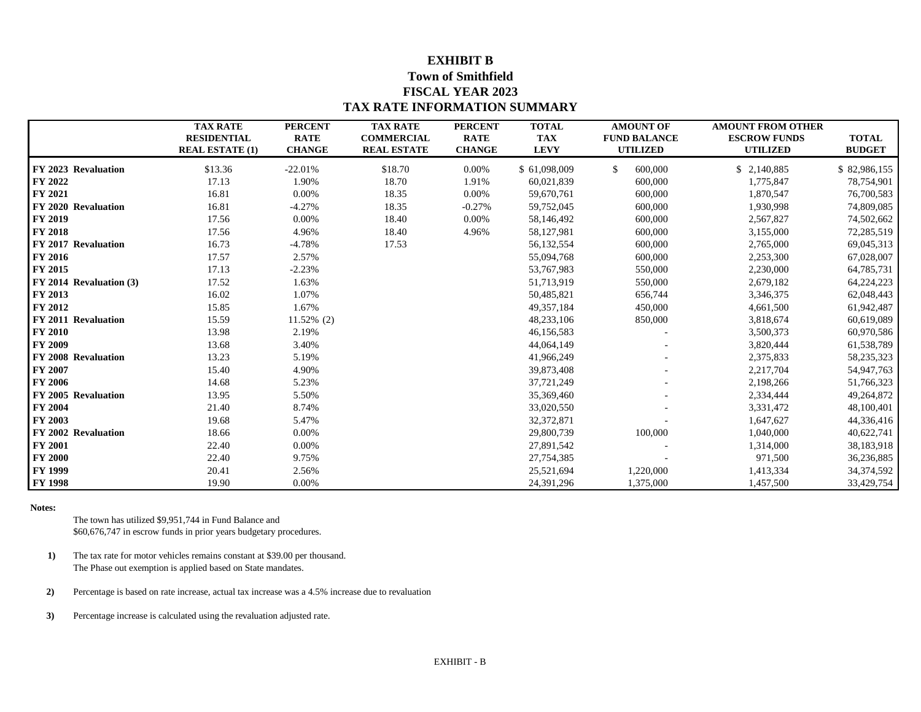# EXHIBIT B
## Town of Smithfield
## FISCAL YEAR 2023
## TAX RATE INFORMATION SUMMARY

| | TAX RATE RESIDENTIAL REAL ESTATE (1) | PERCENT RATE CHANGE | TAX RATE COMMERCIAL REAL ESTATE | PERCENT RATE CHANGE | TOTAL TAX LEVY | AMOUNT OF FUND BALANCE UTILIZED | AMOUNT FROM OTHER ESCROW FUNDS UTILIZED | TOTAL BUDGET |
|---|---|---|---|---|---|---|---|---|
| **FY 2023 Revaluation** | $13.36 | -22.01% | $18.70 | 0.00% | $ 61,098,009 | $ 600,000 | $ 2,140,885 | $ 82,986,155 |
| **FY 2022** | 17.13 | 1.90% | 18.70 | 1.91% | 60,021,839 | 600,000 | 1,775,847 | 78,754,901 |
| **FY 2021** | 16.81 | 0.00% | 18.35 | 0.00% | 59,670,761 | 600,000 | 1,870,547 | 76,700,583 |
| **FY 2020 Revaluation** | 16.81 | -4.27% | 18.35 | -0.27% | 59,752,045 | 600,000 | 1,930,998 | 74,809,085 |
| **FY 2019** | 17.56 | 0.00% | 18.40 | 0.00% | 58,146,492 | 600,000 | 2,567,827 | 74,502,662 |
| **FY 2018** | 17.56 | 4.96% | 18.40 | 4.96% | 58,127,981 | 600,000 | 3,155,000 | 72,285,519 |
| **FY 2017 Revaluation** | 16.73 | -4.78% | 17.53 | | 56,132,554 | 600,000 | 2,765,000 | 69,045,313 |
| **FY 2016** | 17.57 | 2.57% | | | 55,094,768 | 600,000 | 2,253,300 | 67,028,007 |
| **FY 2015** | 17.13 | -2.23% | | | 53,767,983 | 550,000 | 2,230,000 | 64,785,731 |
| **FY 2014 Revaluation (3)** | 17.52 | 1.63% | | | 51,713,919 | 550,000 | 2,679,182 | 64,224,223 |
| **FY 2013** | 16.02 | 1.07% | | | 50,485,821 | 656,744 | 3,346,375 | 62,048,443 |
| **FY 2012** | 15.85 | 1.67% | | | 49,357,184 | 450,000 | 4,661,500 | 61,942,487 |
| **FY 2011 Revaluation** | 15.59 | 11.52% (2) | | | 48,233,106 | 850,000 | 3,818,674 | 60,619,089 |
| **FY 2010** | 13.98 | 2.19% | | | 46,156,583 | - | 3,500,373 | 60,970,586 |
| **FY 2009** | 13.68 | 3.40% | | | 44,064,149 | - | 3,820,444 | 61,538,789 |
| **FY 2008 Revaluation** | 13.23 | 5.19% | | | 41,966,249 | - | 2,375,833 | 58,235,323 |
| **FY 2007** | 15.40 | 4.90% | | | 39,873,408 | - | 2,217,704 | 54,947,763 |
| **FY 2006** | 14.68 | 5.23% | | | 37,721,249 | - | 2,198,266 | 51,766,323 |
| **FY 2005 Revaluation** | 13.95 | 5.50% | | | 35,369,460 | - | 2,334,444 | 49,264,872 |
| **FY 2004** | 21.40 | 8.74% | | | 33,020,550 | - | 3,331,472 | 48,100,401 |
| **FY 2003** | 19.68 | 5.47% | | | 32,372,871 | - | 1,647,627 | 44,336,416 |
| **FY 2002 Revaluation** | 18.66 | 0.00% | | | 29,800,739 | 100,000 | 1,040,000 | 40,622,741 |
| **FY 2001** | 22.40 | 0.00% | | | 27,891,542 | - | 1,314,000 | 38,183,918 |
| **FY 2000** | 22.40 | 9.75% | | | 27,754,385 | - | 971,500 | 36,236,885 |
| **FY 1999** | 20.41 | 2.56% | | | 25,521,694 | 1,220,000 | 1,413,334 | 34,374,592 |
| **FY 1998** | 19.90 | 0.00% | | | 24,391,296 | 1,375,000 | 1,457,500 | 33,429,754 |

**Notes:**

The town has utilized $9,951,744 in Fund Balance and $60,676,747 in escrow funds in prior years budgetary procedures.

**1)** The tax rate for motor vehicles remains constant at $39.00 per thousand. The Phase out exemption is applied based on State mandates.

**2)** Percentage is based on rate increase, actual tax increase was a 4.5% increase due to revaluation

**3)** Percentage increase is calculated using the revaluation adjusted rate.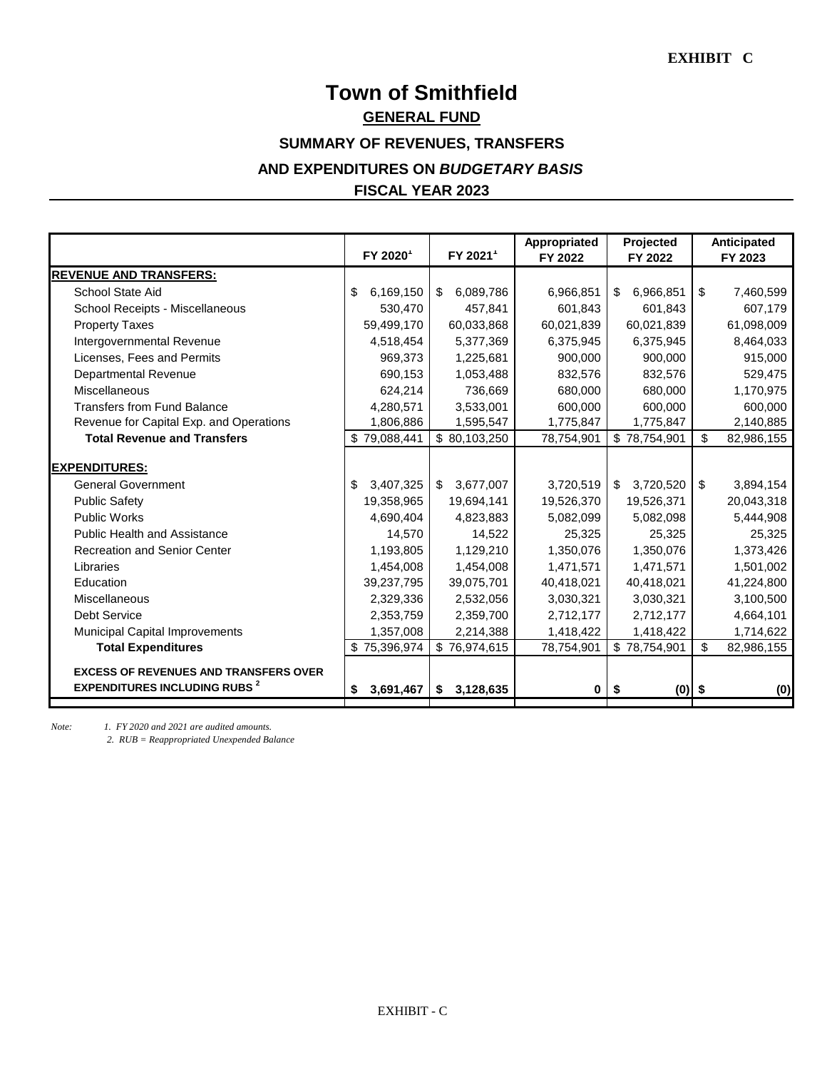EXHIBIT C

# Town of Smithfield

## GENERAL FUND

### SUMMARY OF REVENUES, TRANSFERS

### AND EXPENDITURES ON *BUDGETARY BASIS*

### FISCAL YEAR 2023

| | FY 2020[1] | FY 2021[1] | Appropriated FY 2022 | Projected FY 2022 | Anticipated FY 2023 |
|---|---|---|---|---|---|
| **REVENUE AND TRANSFERS:** | | | | | |
| School State Aid | $ 6,169,150 | $ 6,089,786 | 6,966,851 | $ 6,966,851 | $ 7,460,599 |
| School Receipts - Miscellaneous | 530,470 | 457,841 | 601,843 | 601,843 | 607,179 |
| Property Taxes | 59,499,170 | 60,033,868 | 60,021,839 | 60,021,839 | 61,098,009 |
| Intergovernmental Revenue | 4,518,454 | 5,377,369 | 6,375,945 | 6,375,945 | 8,464,033 |
| Licenses, Fees and Permits | 969,373 | 1,225,681 | 900,000 | 900,000 | 915,000 |
| Departmental Revenue | 690,153 | 1,053,488 | 832,576 | 832,576 | 529,475 |
| Miscellaneous | 624,214 | 736,669 | 680,000 | 680,000 | 1,170,975 |
| Transfers from Fund Balance | 4,280,571 | 3,533,001 | 600,000 | 600,000 | 600,000 |
| Revenue for Capital Exp. and Operations | 1,806,886 | 1,595,547 | 1,775,847 | 1,775,847 | 2,140,885 |
| **Total Revenue and Transfers** | $ 79,088,441 | $ 80,103,250 | 78,754,901 | $ 78,754,901 | $ 82,986,155 |
| **EXPENDITURES:** | | | | | |
| General Government | $ 3,407,325 | $ 3,677,007 | 3,720,519 | $ 3,720,520 | $ 3,894,154 |
| Public Safety | 19,358,965 | 19,694,141 | 19,526,370 | 19,526,371 | 20,043,318 |
| Public Works | 4,690,404 | 4,823,883 | 5,082,099 | 5,082,098 | 5,444,908 |
| Public Health and Assistance | 14,570 | 14,522 | 25,325 | 25,325 | 25,325 |
| Recreation and Senior Center | 1,193,805 | 1,129,210 | 1,350,076 | 1,350,076 | 1,373,426 |
| Libraries | 1,454,008 | 1,454,008 | 1,471,571 | 1,471,571 | 1,501,002 |
| Education | 39,237,795 | 39,075,701 | 40,418,021 | 40,418,021 | 41,224,800 |
| Miscellaneous | 2,329,336 | 2,532,056 | 3,030,321 | 3,030,321 | 3,100,500 |
| Debt Service | 2,353,759 | 2,359,700 | 2,712,177 | 2,712,177 | 4,664,101 |
| Municipal Capital Improvements | 1,357,008 | 2,214,388 | 1,418,422 | 1,418,422 | 1,714,622 |
| **Total Expenditures** | $ 75,396,974 | $ 76,974,615 | 78,754,901 | $ 78,754,901 | $ 82,986,155 |
| **EXCESS OF REVENUES AND TRANSFERS OVER EXPENDITURES INCLUDING RUBS[2]** | **$ 3,691,467** | **$ 3,128,635** | **0** | **$ (0)** | **$ (0)** |

*Note: 1. FY 2020 and 2021 are audited amounts.*
*2. RUB = Reappropriated Unexpended Balance*

EXHIBIT - C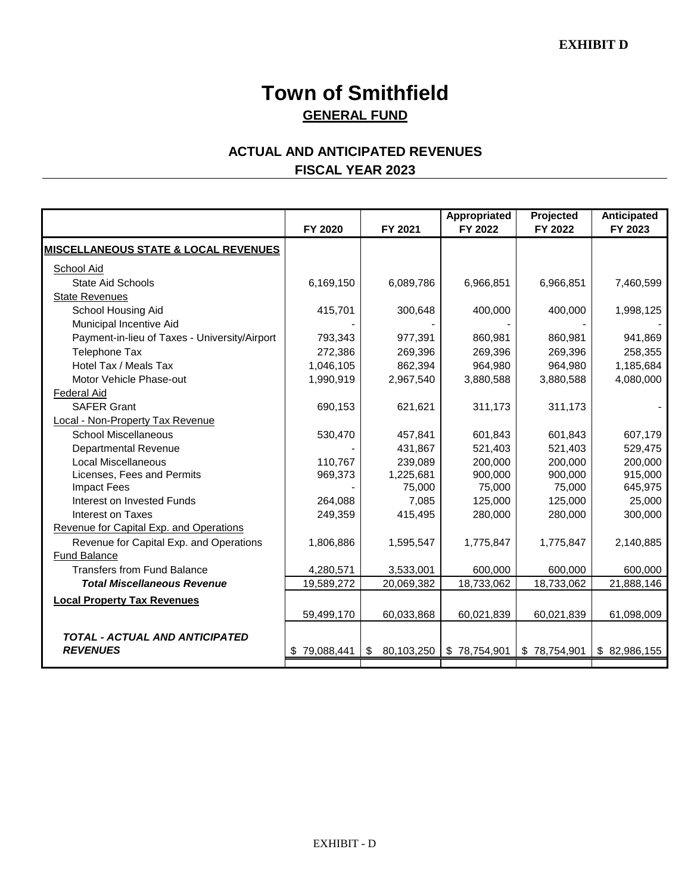**EXHIBIT D**

# Town of Smithfield

## GENERAL FUND

### ACTUAL AND ANTICIPATED REVENUES
### FISCAL YEAR 2023

| | FY 2020 | FY 2021 | Appropriated FY 2022 | Projected FY 2022 | Anticipated FY 2023 |
|---|---|---|---|---|---|
| **MISCELLANEOUS STATE & LOCAL REVENUES** | | | | | |
| School Aid | | | | | |
| State Aid Schools | 6,169,150 | 6,089,786 | 6,966,851 | 6,966,851 | 7,460,599 |
| State Revenues | | | | | |
| School Housing Aid | 415,701 | 300,648 | 400,000 | 400,000 | 1,998,125 |
| Municipal Incentive Aid | - | - | - | - | - |
| Payment-in-lieu of Taxes - University/Airport | 793,343 | 977,391 | 860,981 | 860,981 | 941,869 |
| Telephone Tax | 272,386 | 269,396 | 269,396 | 269,396 | 258,355 |
| Hotel Tax / Meals Tax | 1,046,105 | 862,394 | 964,980 | 964,980 | 1,185,684 |
| Motor Vehicle Phase-out | 1,990,919 | 2,967,540 | 3,880,588 | 3,880,588 | 4,080,000 |
| Federal Aid | | | | | |
| SAFER Grant | 690,153 | 621,621 | 311,173 | 311,173 | - |
| Local - Non-Property Tax Revenue | | | | | |
| School Miscellaneous | 530,470 | 457,841 | 601,843 | 601,843 | 607,179 |
| Departmental Revenue | - | 431,867 | 521,403 | 521,403 | 529,475 |
| Local Miscellaneous | 110,767 | 239,089 | 200,000 | 200,000 | 200,000 |
| Licenses, Fees and Permits | 969,373 | 1,225,681 | 900,000 | 900,000 | 915,000 |
| Impact Fees | - | 75,000 | 75,000 | 75,000 | 645,975 |
| Interest on Invested Funds | 264,088 | 7,085 | 125,000 | 125,000 | 25,000 |
| Interest on Taxes | 249,359 | 415,495 | 280,000 | 280,000 | 300,000 |
| Revenue for Capital Exp. and Operations | | | | | |
| Revenue for Capital Exp. and Operations | 1,806,886 | 1,595,547 | 1,775,847 | 1,775,847 | 2,140,885 |
| Fund Balance | | | | | |
| Transfers from Fund Balance | 4,280,571 | 3,533,001 | 600,000 | 600,000 | 600,000 |
| ***Total Miscellaneous Revenue*** | 19,589,272 | 20,069,382 | 18,733,062 | 18,733,062 | 21,888,146 |
| **Local Property Tax Revenues** | 59,499,170 | 60,033,868 | 60,021,839 | 60,021,839 | 61,098,009 |
| ***TOTAL - ACTUAL AND ANTICIPATED REVENUES*** | $ 79,088,441 | $ 80,103,250 | $ 78,754,901 | $ 78,754,901 | $ 82,986,155 |

EXHIBIT - D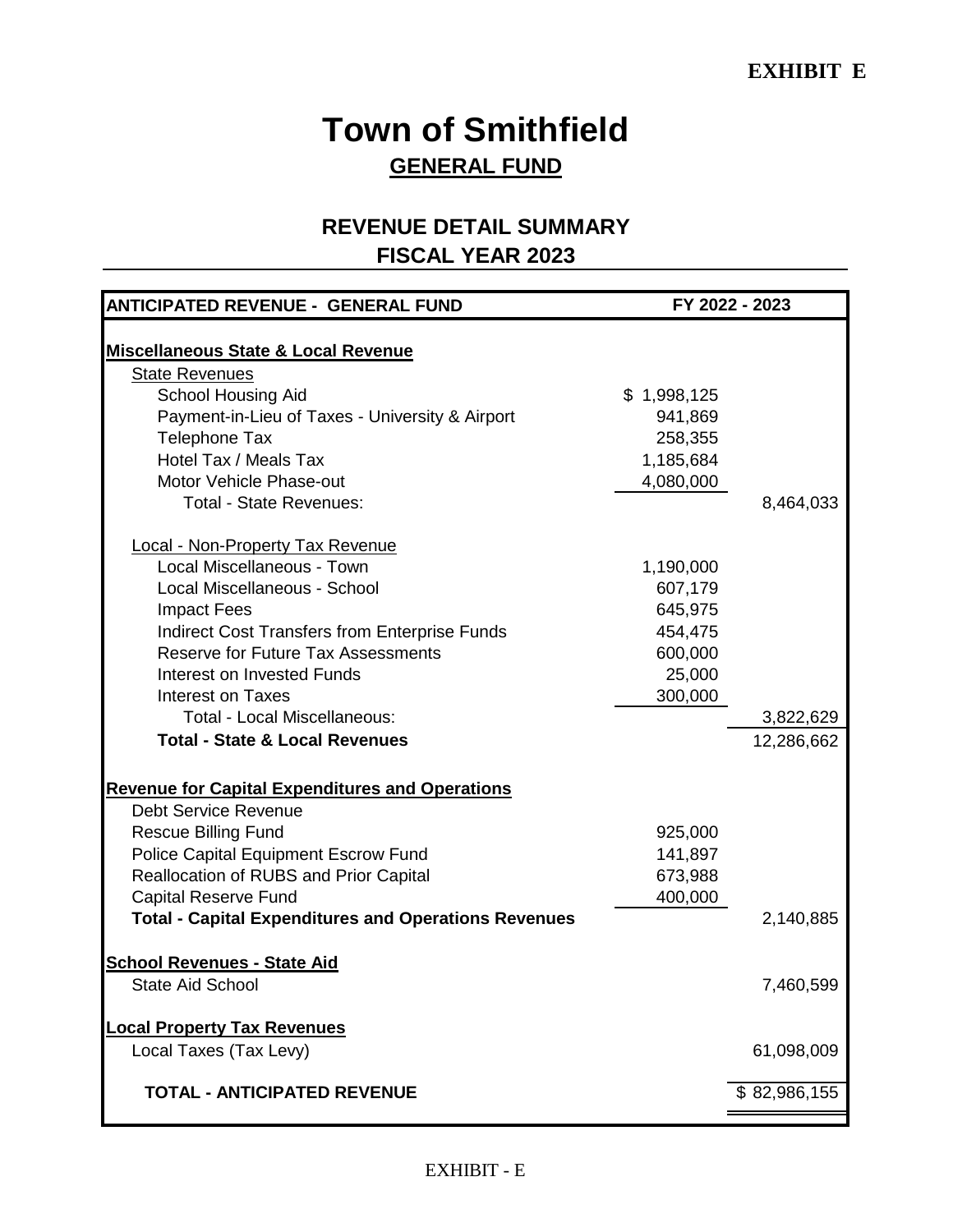**EXHIBIT E**

# Town of Smithfield

## GENERAL FUND

## REVENUE DETAIL SUMMARY
## FISCAL YEAR 2023

| ANTICIPATED REVENUE - GENERAL FUND | FY 2022 - 2023 | |
|---|---|---|
| **Miscellaneous State & Local Revenue** | | |
| State Revenues | | |
| School Housing Aid | $ 1,998,125 | |
| Payment-in-Lieu of Taxes - University & Airport | 941,869 | |
| Telephone Tax | 258,355 | |
| Hotel Tax / Meals Tax | 1,185,684 | |
| Motor Vehicle Phase-out | 4,080,000 | |
| Total - State Revenues: | | 8,464,033 |
| Local - Non-Property Tax Revenue | | |
| Local Miscellaneous - Town | 1,190,000 | |
| Local Miscellaneous - School | 607,179 | |
| Impact Fees | 645,975 | |
| Indirect Cost Transfers from Enterprise Funds | 454,475 | |
| Reserve for Future Tax Assessments | 600,000 | |
| Interest on Invested Funds | 25,000 | |
| Interest on Taxes | 300,000 | |
| Total - Local Miscellaneous: | | 3,822,629 |
| **Total - State & Local Revenues** | | 12,286,662 |
| **Revenue for Capital Expenditures and Operations** | | |
| Debt Service Revenue | | |
| Rescue Billing Fund | 925,000 | |
| Police Capital Equipment Escrow Fund | 141,897 | |
| Reallocation of RUBS and Prior Capital | 673,988 | |
| Capital Reserve Fund | 400,000 | |
| **Total - Capital Expenditures and Operations Revenues** | | 2,140,885 |
| **School Revenues - State Aid** | | |
| State Aid School | | 7,460,599 |
| **Local Property Tax Revenues** | | |
| Local Taxes (Tax Levy) | | 61,098,009 |
| **TOTAL - ANTICIPATED REVENUE** | | $ 82,986,155 |

EXHIBIT - E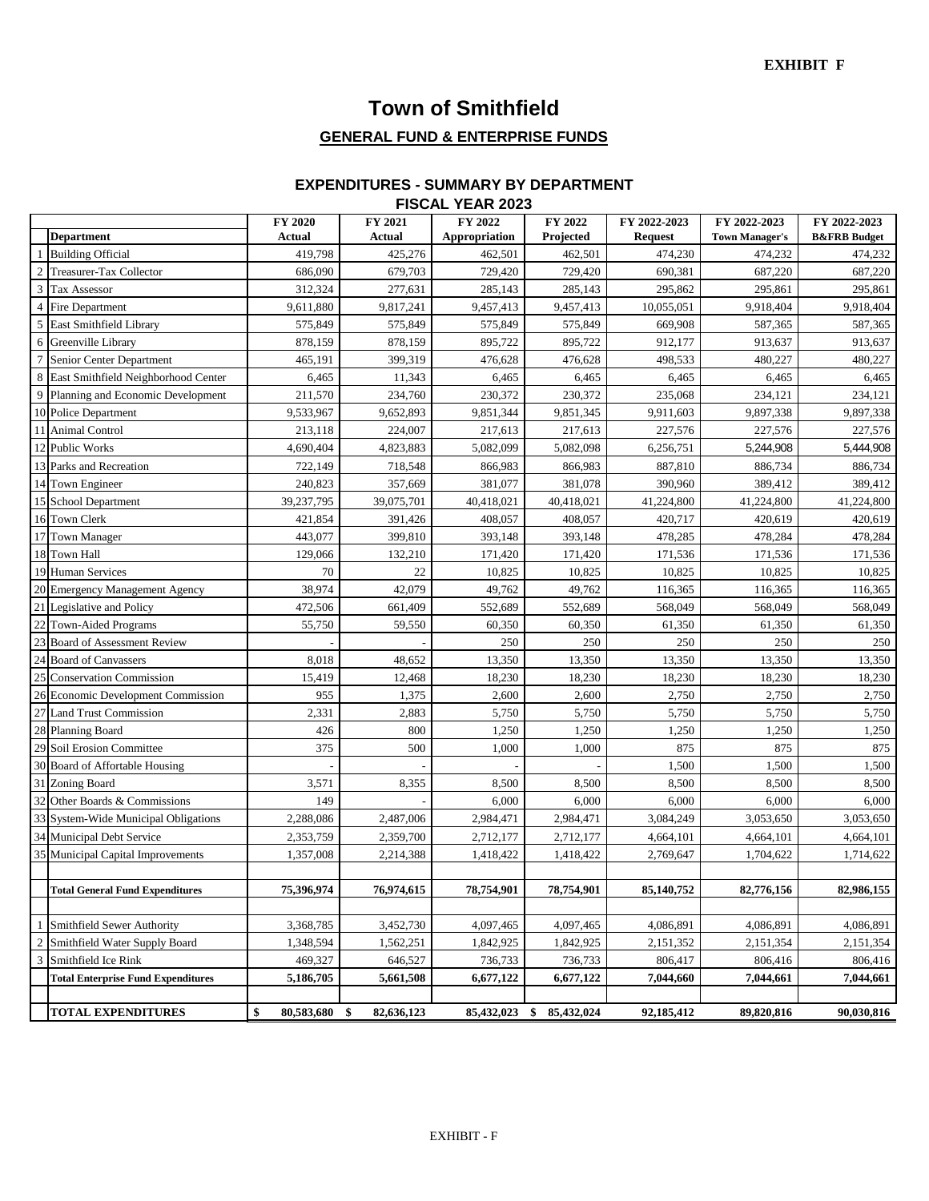**EXHIBIT F**

# Town of Smithfield

## GENERAL FUND & ENTERPRISE FUNDS

### EXPENDITURES - SUMMARY BY DEPARTMENT
### FISCAL YEAR 2023

| | Department | FY 2020 Actual | FY 2021 Actual | FY 2022 Appropriation | FY 2022 Projected | FY 2022-2023 Request | FY 2022-2023 Town Manager's | FY 2022-2023 B&FRB Budget |
|---|---|---|---|---|---|---|---|---|
| 1 | Building Official | 419,798 | 425,276 | 462,501 | 462,501 | 474,230 | 474,232 | 474,232 |
| 2 | Treasurer-Tax Collector | 686,090 | 679,703 | 729,420 | 729,420 | 690,381 | 687,220 | 687,220 |
| 3 | Tax Assessor | 312,324 | 277,631 | 285,143 | 285,143 | 295,862 | 295,861 | 295,861 |
| 4 | Fire Department | 9,611,880 | 9,817,241 | 9,457,413 | 9,457,413 | 10,055,051 | 9,918,404 | 9,918,404 |
| 5 | East Smithfield Library | 575,849 | 575,849 | 575,849 | 575,849 | 669,908 | 587,365 | 587,365 |
| 6 | Greenville Library | 878,159 | 878,159 | 895,722 | 895,722 | 912,177 | 913,637 | 913,637 |
| 7 | Senior Center Department | 465,191 | 399,319 | 476,628 | 476,628 | 498,533 | 480,227 | 480,227 |
| 8 | East Smithfield Neighborhood Center | 6,465 | 11,343 | 6,465 | 6,465 | 6,465 | 6,465 | 6,465 |
| 9 | Planning and Economic Development | 211,570 | 234,760 | 230,372 | 230,372 | 235,068 | 234,121 | 234,121 |
| 10 | Police Department | 9,533,967 | 9,652,893 | 9,851,344 | 9,851,345 | 9,911,603 | 9,897,338 | 9,897,338 |
| 11 | Animal Control | 213,118 | 224,007 | 217,613 | 217,613 | 227,576 | 227,576 | 227,576 |
| 12 | Public Works | 4,690,404 | 4,823,883 | 5,082,099 | 5,082,098 | 6,256,751 | 5,244,908 | 5,444,908 |
| 13 | Parks and Recreation | 722,149 | 718,548 | 866,983 | 866,983 | 887,810 | 886,734 | 886,734 |
| 14 | Town Engineer | 240,823 | 357,669 | 381,077 | 381,078 | 390,960 | 389,412 | 389,412 |
| 15 | School Department | 39,237,795 | 39,075,701 | 40,418,021 | 40,418,021 | 41,224,800 | 41,224,800 | 41,224,800 |
| 16 | Town Clerk | 421,854 | 391,426 | 408,057 | 408,057 | 420,717 | 420,619 | 420,619 |
| 17 | Town Manager | 443,077 | 399,810 | 393,148 | 393,148 | 478,285 | 478,284 | 478,284 |
| 18 | Town Hall | 129,066 | 132,210 | 171,420 | 171,420 | 171,536 | 171,536 | 171,536 |
| 19 | Human Services | 70 | 22 | 10,825 | 10,825 | 10,825 | 10,825 | 10,825 |
| 20 | Emergency Management Agency | 38,974 | 42,079 | 49,762 | 49,762 | 116,365 | 116,365 | 116,365 |
| 21 | Legislative and Policy | 472,506 | 661,409 | 552,689 | 552,689 | 568,049 | 568,049 | 568,049 |
| 22 | Town-Aided Programs | 55,750 | 59,550 | 60,350 | 60,350 | 61,350 | 61,350 | 61,350 |
| 23 | Board of Assessment Review | - | - | 250 | 250 | 250 | 250 | 250 |
| 24 | Board of Canvassers | 8,018 | 48,652 | 13,350 | 13,350 | 13,350 | 13,350 | 13,350 |
| 25 | Conservation Commission | 15,419 | 12,468 | 18,230 | 18,230 | 18,230 | 18,230 | 18,230 |
| 26 | Economic Development Commission | 955 | 1,375 | 2,600 | 2,600 | 2,750 | 2,750 | 2,750 |
| 27 | Land Trust Commission | 2,331 | 2,883 | 5,750 | 5,750 | 5,750 | 5,750 | 5,750 |
| 28 | Planning Board | 426 | 800 | 1,250 | 1,250 | 1,250 | 1,250 | 1,250 |
| 29 | Soil Erosion Committee | 375 | 500 | 1,000 | 1,000 | 875 | 875 | 875 |
| 30 | Board of Affortable Housing | - | - | - | - | 1,500 | 1,500 | 1,500 |
| 31 | Zoning Board | 3,571 | 8,355 | 8,500 | 8,500 | 8,500 | 8,500 | 8,500 |
| 32 | Other Boards & Commissions | 149 | - | 6,000 | 6,000 | 6,000 | 6,000 | 6,000 |
| 33 | System-Wide Municipal Obligations | 2,288,086 | 2,487,006 | 2,984,471 | 2,984,471 | 3,084,249 | 3,053,650 | 3,053,650 |
| 34 | Municipal Debt Service | 2,353,759 | 2,359,700 | 2,712,177 | 2,712,177 | 4,664,101 | 4,664,101 | 4,664,101 |
| 35 | Municipal Capital Improvements | 1,357,008 | 2,214,388 | 1,418,422 | 1,418,422 | 2,769,647 | 1,704,622 | 1,714,622 |
| | | | | | | | | |
| | **Total General Fund Expenditures** | **75,396,974** | **76,974,615** | **78,754,901** | **78,754,901** | **85,140,752** | **82,776,156** | **82,986,155** |
| | | | | | | | | |
| 1 | Smithfield Sewer Authority | 3,368,785 | 3,452,730 | 4,097,465 | 4,097,465 | 4,086,891 | 4,086,891 | 4,086,891 |
| 2 | Smithfield Water Supply Board | 1,348,594 | 1,562,251 | 1,842,925 | 1,842,925 | 2,151,352 | 2,151,354 | 2,151,354 |
| 3 | Smithfield Ice Rink | 469,327 | 646,527 | 736,733 | 736,733 | 806,417 | 806,416 | 806,416 |
| | **Total Enterprise Fund Expenditures** | **5,186,705** | **5,661,508** | **6,677,122** | **6,677,122** | **7,044,660** | **7,044,661** | **7,044,661** |
| | | | | | | | | |
| | **TOTAL EXPENDITURES** | **$ 80,583,680** | **$ 82,636,123** | **85,432,023** | **$ 85,432,024** | **92,185,412** | **89,820,816** | **90,030,816** |

EXHIBIT - F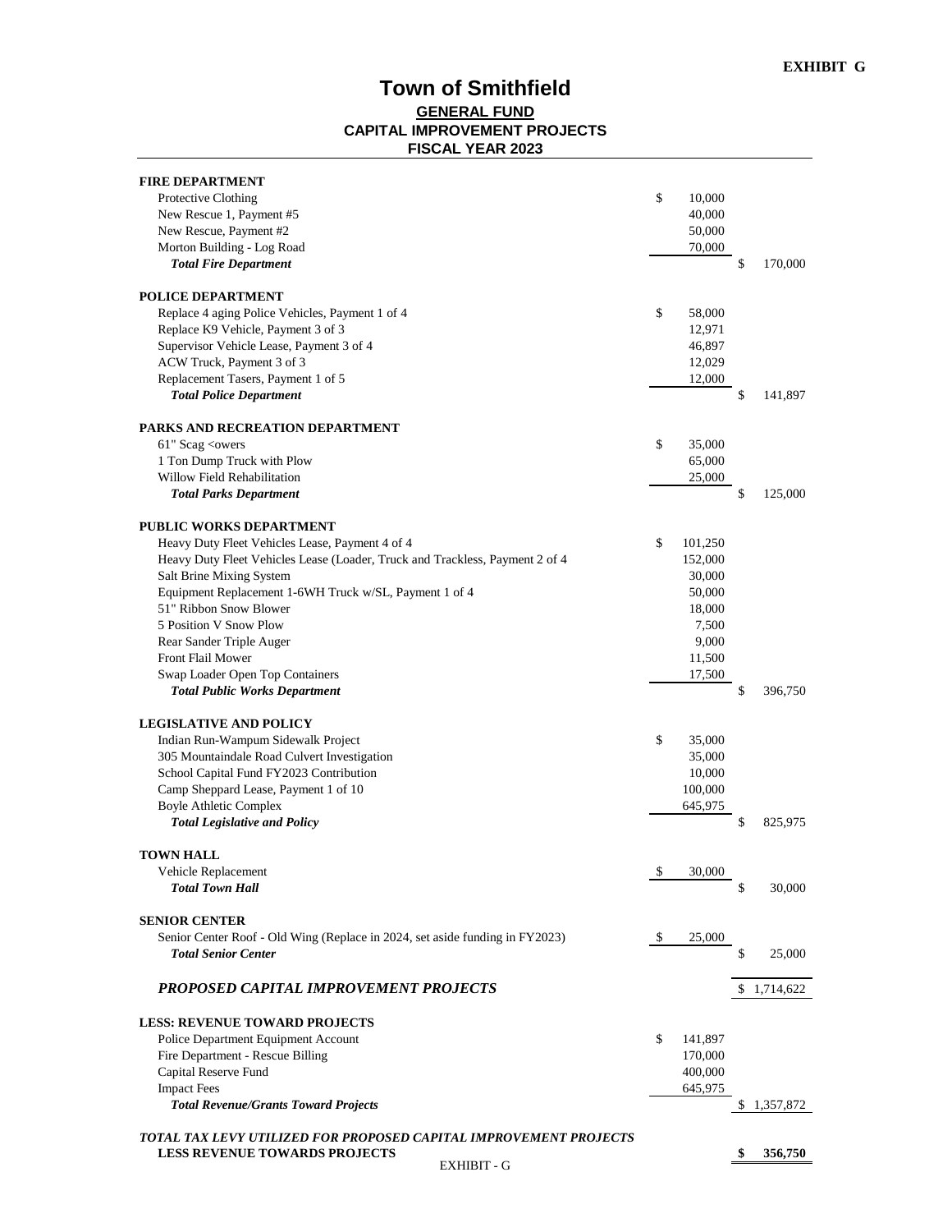**EXHIBIT G**

# Town of Smithfield

## GENERAL FUND

## CAPITAL IMPROVEMENT PROJECTS

## FISCAL YEAR 2023

| | | |
|---|---|---|
| **FIRE DEPARTMENT** | | |
| Protective Clothing | $ 10,000 | |
| New Rescue 1, Payment #5 | 40,000 | |
| New Rescue, Payment #2 | 50,000 | |
| Morton Building - Log Road | 70,000 | |
| ***Total Fire Department*** | | $ 170,000 |
| **POLICE DEPARTMENT** | | |
| Replace 4 aging Police Vehicles, Payment 1 of 4 | $ 58,000 | |
| Replace K9 Vehicle, Payment 3 of 3 | 12,971 | |
| Supervisor Vehicle Lease, Payment 3 of 4 | 46,897 | |
| ACW Truck, Payment 3 of 3 | 12,029 | |
| Replacement Tasers, Payment 1 of 5 | 12,000 | |
| ***Total Police Department*** | | $ 141,897 |
| **PARKS AND RECREATION DEPARTMENT** | | |
| 61" Scag <owers | $ 35,000 | |
| 1 Ton Dump Truck with Plow | 65,000 | |
| Willow Field Rehabilitation | 25,000 | |
| ***Total Parks Department*** | | $ 125,000 |
| **PUBLIC WORKS DEPARTMENT** | | |
| Heavy Duty Fleet Vehicles Lease, Payment 4 of 4 | $ 101,250 | |
| Heavy Duty Fleet Vehicles Lease (Loader, Truck and Trackless, Payment 2 of 4 | 152,000 | |
| Salt Brine Mixing System | 30,000 | |
| Equipment Replacement 1-6WH Truck w/SL, Payment 1 of 4 | 50,000 | |
| 51" Ribbon Snow Blower | 18,000 | |
| 5 Position V Snow Plow | 7,500 | |
| Rear Sander Triple Auger | 9,000 | |
| Front Flail Mower | 11,500 | |
| Swap Loader Open Top Containers | 17,500 | |
| ***Total Public Works Department*** | | $ 396,750 |
| **LEGISLATIVE AND POLICY** | | |
| Indian Run-Wampum Sidewalk Project | $ 35,000 | |
| 305 Mountaindale Road Culvert Investigation | 35,000 | |
| School Capital Fund FY2023 Contribution | 10,000 | |
| Camp Sheppard Lease, Payment 1 of 10 | 100,000 | |
| Boyle Athletic Complex | 645,975 | |
| ***Total Legislative and Policy*** | | $ 825,975 |
| **TOWN HALL** | | |
| Vehicle Replacement | $ 30,000 | |
| ***Total Town Hall*** | | $ 30,000 |
| **SENIOR CENTER** | | |
| Senior Center Roof - Old Wing (Replace in 2024, set aside funding in FY2023) | $ 25,000 | |
| ***Total Senior Center*** | | $ 25,000 |
| ***PROPOSED CAPITAL IMPROVEMENT PROJECTS*** | | $ 1,714,622 |
| **LESS: REVENUE TOWARD PROJECTS** | | |
| Police Department Equipment Account | $ 141,897 | |
| Fire Department - Rescue Billing | 170,000 | |
| Capital Reserve Fund | 400,000 | |
| Impact Fees | 645,975 | |
| ***Total Revenue/Grants Toward Projects*** | | $ 1,357,872 |
| ***TOTAL TAX LEVY UTILIZED FOR PROPOSED CAPITAL IMPROVEMENT PROJECTS*** **LESS REVENUE TOWARDS PROJECTS** | | **$ 356,750** |

EXHIBIT - G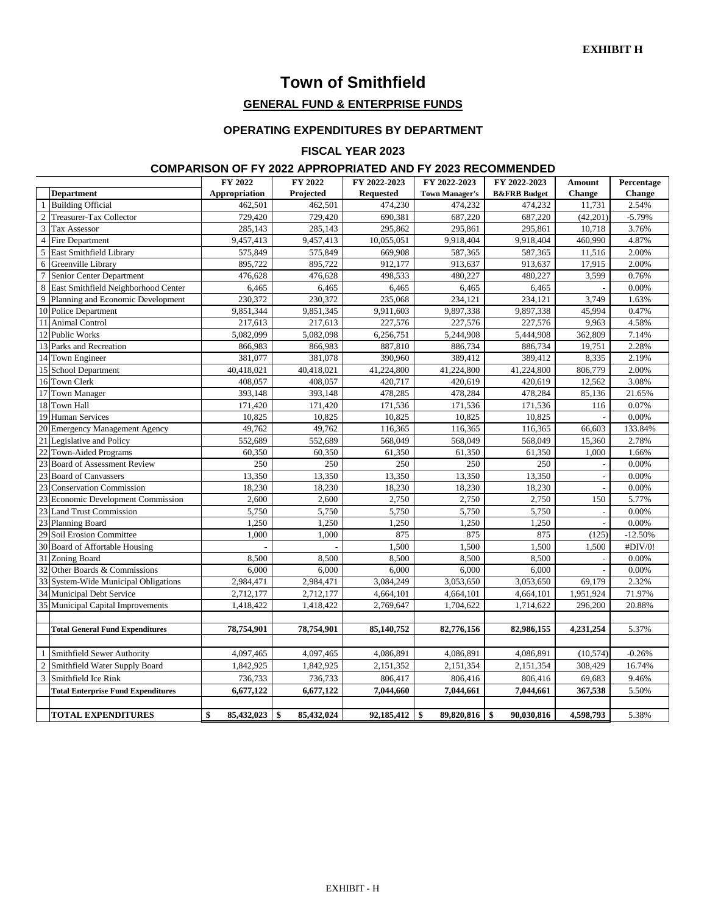**EXHIBIT H**

# Town of Smithfield

## GENERAL FUND & ENTERPRISE FUNDS

### OPERATING EXPENDITURES BY DEPARTMENT

### FISCAL YEAR 2023

### COMPARISON OF FY 2022 APPROPRIATED AND FY 2023 RECOMMENDED

| | Department | FY 2022 Appropriation | FY 2022 Projected | FY 2022-2023 Requested | FY 2022-2023 Town Manager's | FY 2022-2023 B&FRB Budget | Amount Change | Percentage Change |
|---|---|---|---|---|---|---|---|---|
| 1 | Building Official | 462,501 | 462,501 | 474,230 | 474,232 | 474,232 | 11,731 | 2.54% |
| 2 | Treasurer-Tax Collector | 729,420 | 729,420 | 690,381 | 687,220 | 687,220 | (42,201) | -5.79% |
| 3 | Tax Assessor | 285,143 | 285,143 | 295,862 | 295,861 | 295,861 | 10,718 | 3.76% |
| 4 | Fire Department | 9,457,413 | 9,457,413 | 10,055,051 | 9,918,404 | 9,918,404 | 460,990 | 4.87% |
| 5 | East Smithfield Library | 575,849 | 575,849 | 669,908 | 587,365 | 587,365 | 11,516 | 2.00% |
| 6 | Greenville Library | 895,722 | 895,722 | 912,177 | 913,637 | 913,637 | 17,915 | 2.00% |
| 7 | Senior Center Department | 476,628 | 476,628 | 498,533 | 480,227 | 480,227 | 3,599 | 0.76% |
| 8 | East Smithfield Neighborhood Center | 6,465 | 6,465 | 6,465 | 6,465 | 6,465 | - | 0.00% |
| 9 | Planning and Economic Development | 230,372 | 230,372 | 235,068 | 234,121 | 234,121 | 3,749 | 1.63% |
| 10 | Police Department | 9,851,344 | 9,851,345 | 9,911,603 | 9,897,338 | 9,897,338 | 45,994 | 0.47% |
| 11 | Animal Control | 217,613 | 217,613 | 227,576 | 227,576 | 227,576 | 9,963 | 4.58% |
| 12 | Public Works | 5,082,099 | 5,082,098 | 6,256,751 | 5,244,908 | 5,444,908 | 362,809 | 7.14% |
| 13 | Parks and Recreation | 866,983 | 866,983 | 887,810 | 886,734 | 886,734 | 19,751 | 2.28% |
| 14 | Town Engineer | 381,077 | 381,078 | 390,960 | 389,412 | 389,412 | 8,335 | 2.19% |
| 15 | School Department | 40,418,021 | 40,418,021 | 41,224,800 | 41,224,800 | 41,224,800 | 806,779 | 2.00% |
| 16 | Town Clerk | 408,057 | 408,057 | 420,717 | 420,619 | 420,619 | 12,562 | 3.08% |
| 17 | Town Manager | 393,148 | 393,148 | 478,285 | 478,284 | 478,284 | 85,136 | 21.65% |
| 18 | Town Hall | 171,420 | 171,420 | 171,536 | 171,536 | 171,536 | 116 | 0.07% |
| 19 | Human Services | 10,825 | 10,825 | 10,825 | 10,825 | 10,825 | - | 0.00% |
| 20 | Emergency Management Agency | 49,762 | 49,762 | 116,365 | 116,365 | 116,365 | 66,603 | 133.84% |
| 21 | Legislative and Policy | 552,689 | 552,689 | 568,049 | 568,049 | 568,049 | 15,360 | 2.78% |
| 22 | Town-Aided Programs | 60,350 | 60,350 | 61,350 | 61,350 | 61,350 | 1,000 | 1.66% |
| 23 | Board of Assessment Review | 250 | 250 | 250 | 250 | 250 | - | 0.00% |
| 23 | Board of Canvassers | 13,350 | 13,350 | 13,350 | 13,350 | 13,350 | - | 0.00% |
| 23 | Conservation Commission | 18,230 | 18,230 | 18,230 | 18,230 | 18,230 | - | 0.00% |
| 23 | Economic Development Commission | 2,600 | 2,600 | 2,750 | 2,750 | 2,750 | 150 | 5.77% |
| 23 | Land Trust Commission | 5,750 | 5,750 | 5,750 | 5,750 | 5,750 | - | 0.00% |
| 23 | Planning Board | 1,250 | 1,250 | 1,250 | 1,250 | 1,250 | - | 0.00% |
| 29 | Soil Erosion Committee | 1,000 | 1,000 | 875 | 875 | 875 | (125) | -12.50% |
| 30 | Board of Affortable Housing | - | - | 1,500 | 1,500 | 1,500 | 1,500 | #DIV/0! |
| 31 | Zoning Board | 8,500 | 8,500 | 8,500 | 8,500 | 8,500 | - | 0.00% |
| 32 | Other Boards & Commissions | 6,000 | 6,000 | 6,000 | 6,000 | 6,000 | - | 0.00% |
| 33 | System-Wide Municipal Obligations | 2,984,471 | 2,984,471 | 3,084,249 | 3,053,650 | 3,053,650 | 69,179 | 2.32% |
| 34 | Municipal Debt Service | 2,712,177 | 2,712,177 | 4,664,101 | 4,664,101 | 4,664,101 | 1,951,924 | 71.97% |
| 35 | Municipal Capital Improvements | 1,418,422 | 1,418,422 | 2,769,647 | 1,704,622 | 1,714,622 | 296,200 | 20.88% |
| | | | | | | | | |
| | **Total General Fund Expenditures** | **78,754,901** | **78,754,901** | **85,140,752** | **82,776,156** | **82,986,155** | **4,231,254** | 5.37% |
| | | | | | | | | |
| 1 | Smithfield Sewer Authority | 4,097,465 | 4,097,465 | 4,086,891 | 4,086,891 | 4,086,891 | (10,574) | -0.26% |
| 2 | Smithfield Water Supply Board | 1,842,925 | 1,842,925 | 2,151,352 | 2,151,354 | 2,151,354 | 308,429 | 16.74% |
| 3 | Smithfield Ice Rink | 736,733 | 736,733 | 806,417 | 806,416 | 806,416 | 69,683 | 9.46% |
| | **Total Enterprise Fund Expenditures** | **6,677,122** | **6,677,122** | **7,044,660** | **7,044,661** | **7,044,661** | **367,538** | 5.50% |
| | | | | | | | | |
| | **TOTAL EXPENDITURES** | **$ 85,432,023** | **$ 85,432,024** | **92,185,412** | **$ 89,820,816** | **$ 90,030,816** | **4,598,793** | 5.38% |

EXHIBIT - H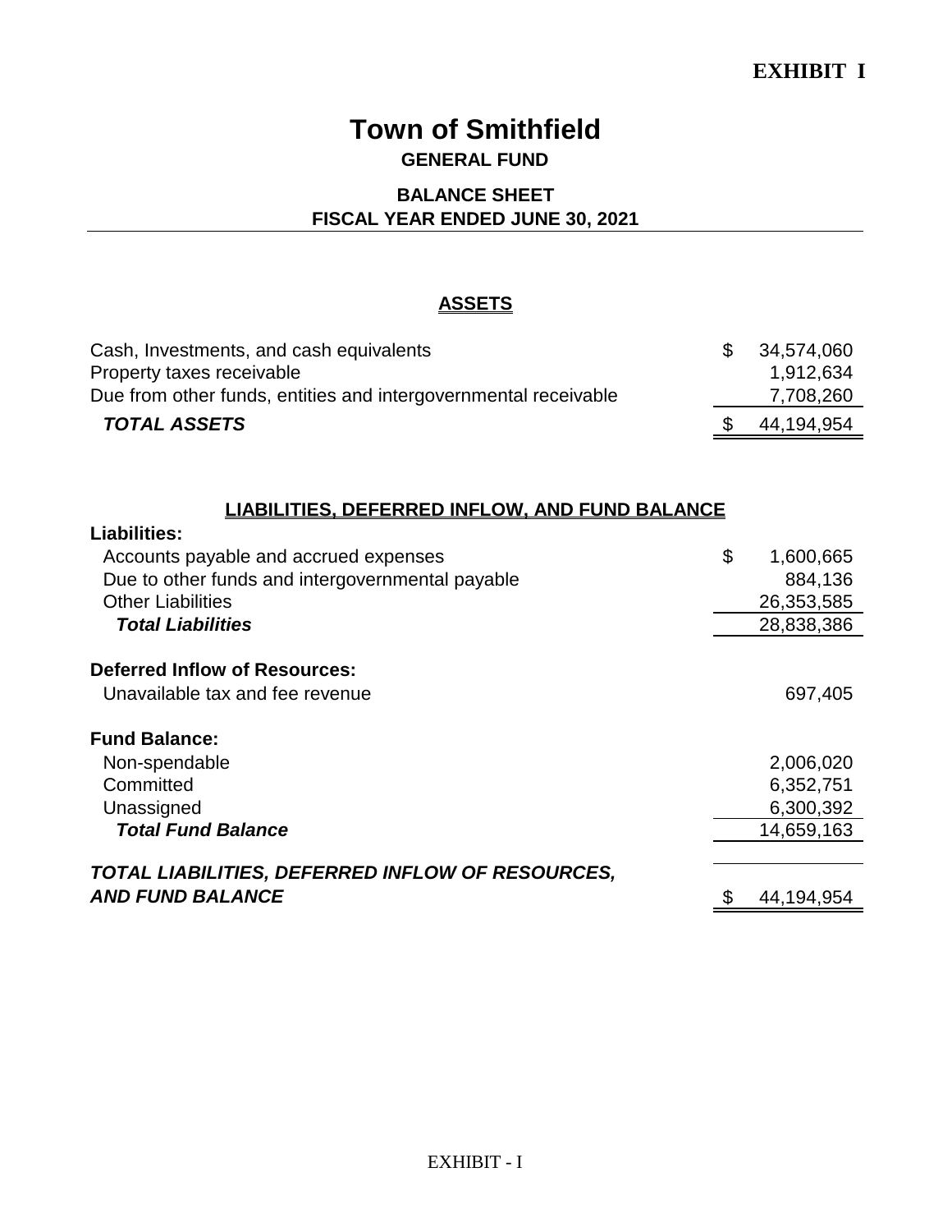**EXHIBIT I**

# Town of Smithfield

**GENERAL FUND**

**BALANCE SHEET**
**FISCAL YEAR ENDED JUNE 30, 2021**

## ASSETS

| | | |
|---|---|---|
| Cash, Investments, and cash equivalents | $ | 34,574,060 |
| Property taxes receivable | | 1,912,634 |
| Due from other funds, entities and intergovernmental receivable | | 7,708,260 |
| ***TOTAL ASSETS*** | $ | 44,194,954 |

## LIABILITIES, DEFERRED INFLOW, AND FUND BALANCE

| | | |
|---|---|---|
| **Liabilities:** | | |
| Accounts payable and accrued expenses | $ | 1,600,665 |
| Due to other funds and intergovernmental payable | | 884,136 |
| Other Liabilities | | 26,353,585 |
| ***Total Liabilities*** | | 28,838,386 |
| **Deferred Inflow of Resources:** | | |
| Unavailable tax and fee revenue | | 697,405 |
| **Fund Balance:** | | |
| Non-spendable | | 2,006,020 |
| Committed | | 6,352,751 |
| Unassigned | | 6,300,392 |
| ***Total Fund Balance*** | | 14,659,163 |
| ***TOTAL LIABILITIES, DEFERRED INFLOW OF RESOURCES, AND FUND BALANCE*** | $ | 44,194,954 |

EXHIBIT - I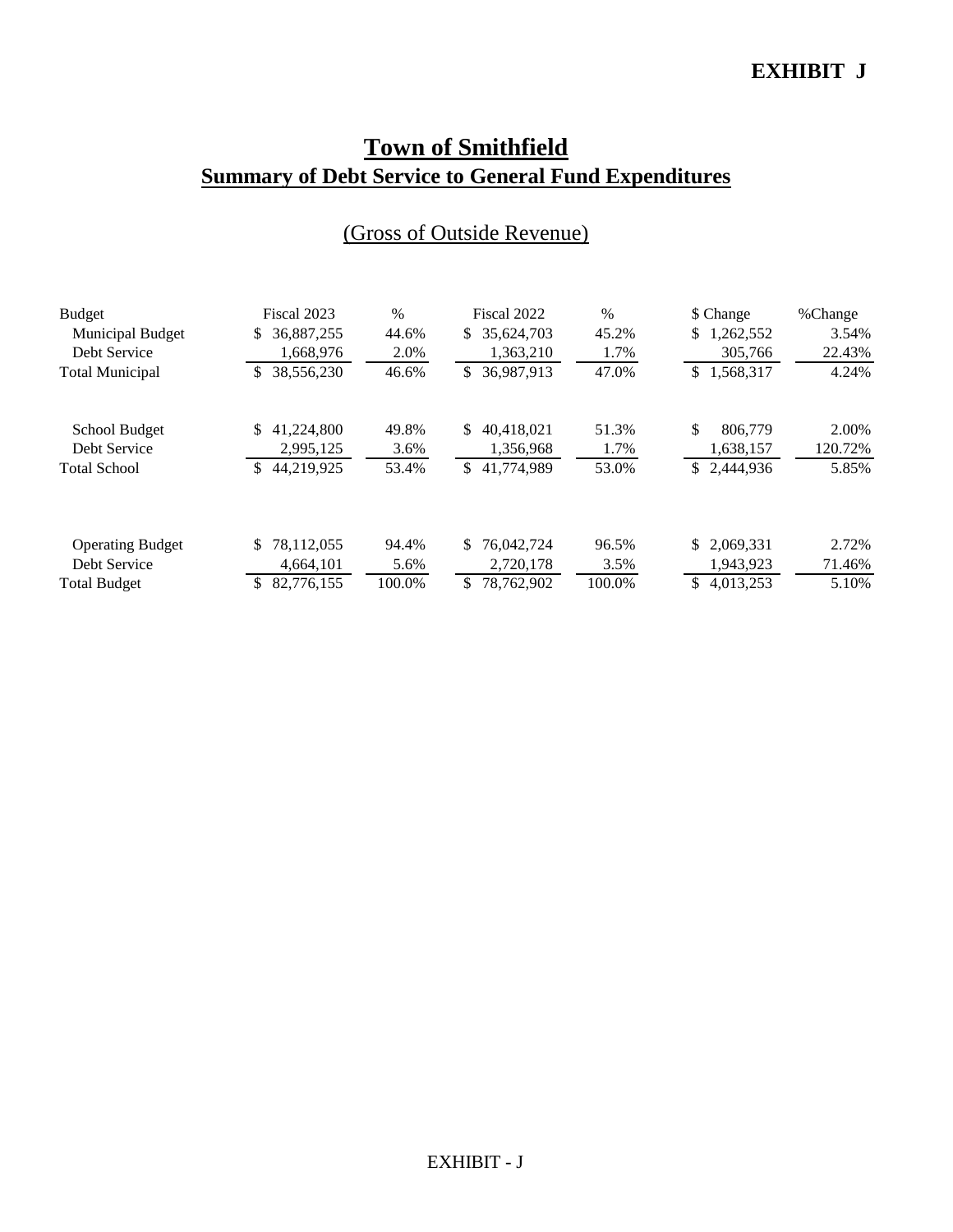**EXHIBIT J**

# Town of Smithfield

## Summary of Debt Service to General Fund Expenditures

(Gross of Outside Revenue)

| Budget | Fiscal 2023 | % | Fiscal 2022 | % | $ Change | %Change |
|---|---|---|---|---|---|---|
| Municipal Budget | $ 36,887,255 | 44.6% | $ 35,624,703 | 45.2% | $ 1,262,552 | 3.54% |
| Debt Service | 1,668,976 | 2.0% | 1,363,210 | 1.7% | 305,766 | 22.43% |
| Total Municipal | $ 38,556,230 | 46.6% | $ 36,987,913 | 47.0% | $ 1,568,317 | 4.24% |
| | | | | | | |
| School Budget | $ 41,224,800 | 49.8% | $ 40,418,021 | 51.3% | $ 806,779 | 2.00% |
| Debt Service | 2,995,125 | 3.6% | 1,356,968 | 1.7% | 1,638,157 | 120.72% |
| Total School | $ 44,219,925 | 53.4% | $ 41,774,989 | 53.0% | $ 2,444,936 | 5.85% |
| | | | | | | |
| Operating Budget | $ 78,112,055 | 94.4% | $ 76,042,724 | 96.5% | $ 2,069,331 | 2.72% |
| Debt Service | 4,664,101 | 5.6% | 2,720,178 | 3.5% | 1,943,923 | 71.46% |
| Total Budget | $ 82,776,155 | 100.0% | $ 78,762,902 | 100.0% | $ 4,013,253 | 5.10% |

EXHIBIT - J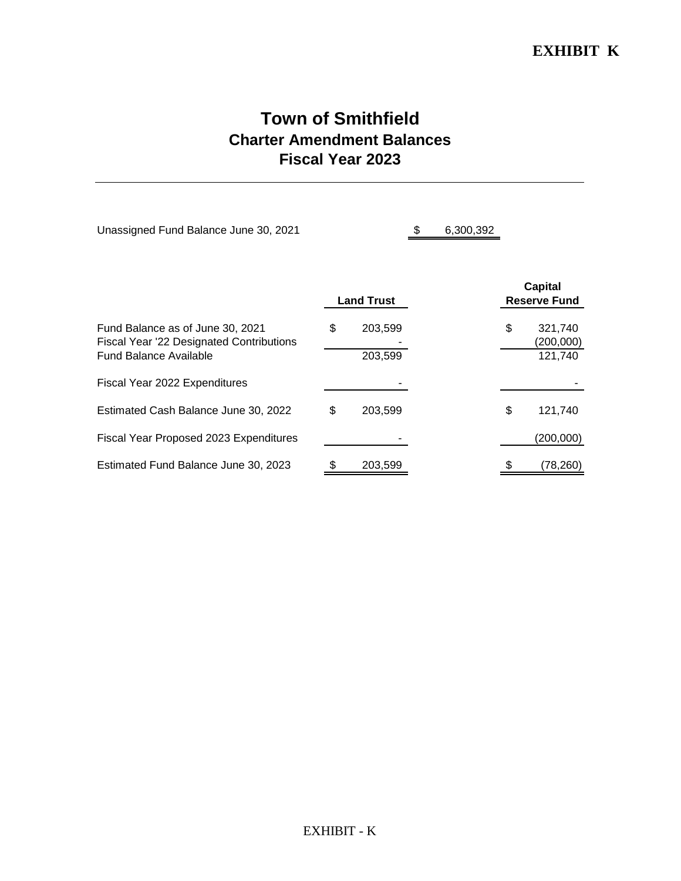**EXHIBIT K**

# Town of Smithfield
## Charter Amendment Balances
## Fiscal Year 2023

Unassigned Fund Balance June 30, 2021 $ 6,300,392

| | Land Trust | Capital Reserve Fund |
|---|---|---|
| Fund Balance as of June 30, 2021 | $ 203,599 | $ 321,740 |
| Fiscal Year '22 Designated Contributions | - | (200,000) |
| Fund Balance Available | 203,599 | 121,740 |
| Fiscal Year 2022 Expenditures | - | - |
| Estimated Cash Balance June 30, 2022 | $ 203,599 | $ 121,740 |
| Fiscal Year Proposed 2023 Expenditures | - | (200,000) |
| Estimated Fund Balance June 30, 2023 | $ 203,599 | $ (78,260) |

EXHIBIT - K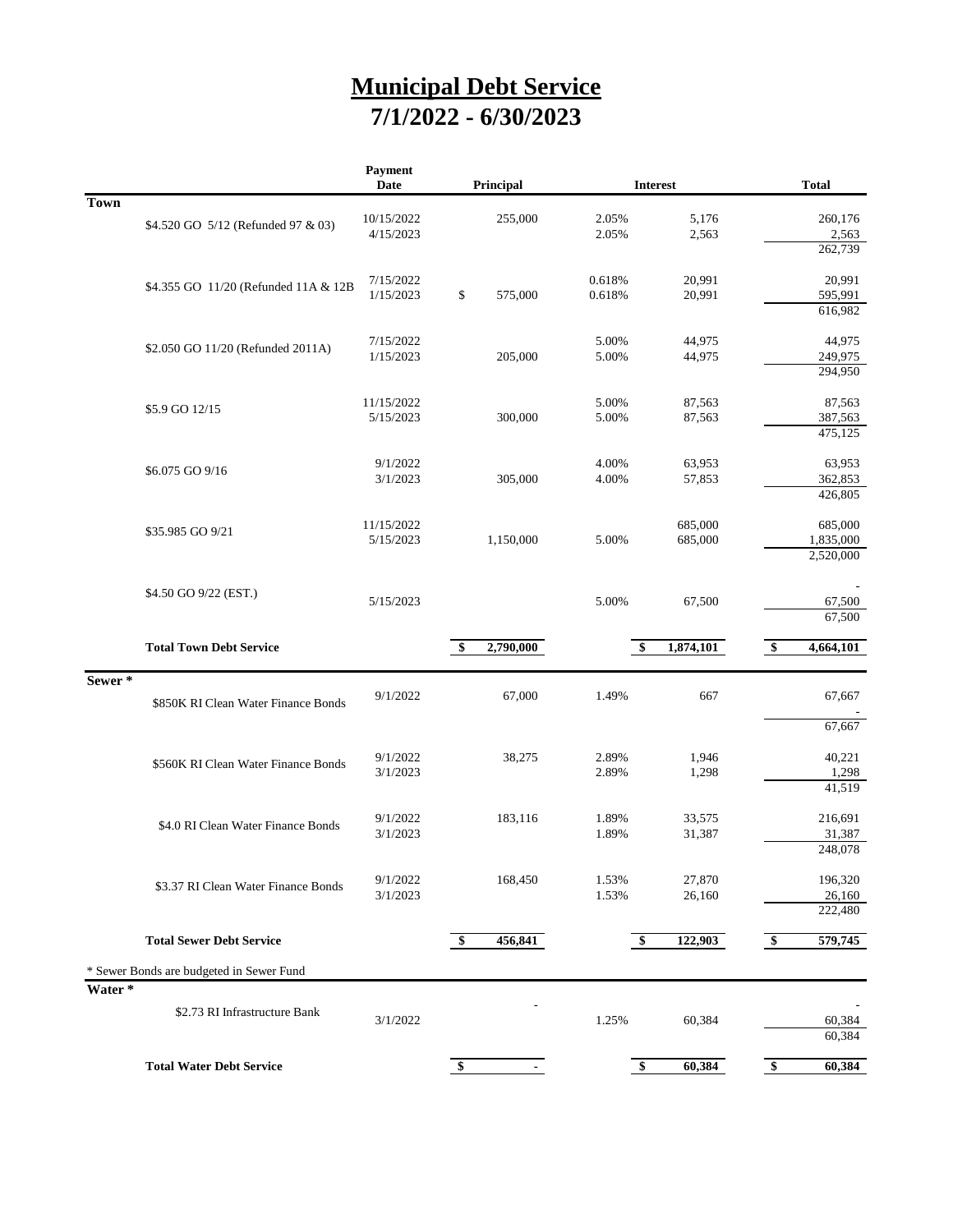# Municipal Debt Service
## 7/1/2022 - 6/30/2023

| | | Payment Date | Principal | Interest | | Total |
|---|---|---|---|---|---|---|
| **Town** | | | | | | |
| | $4.520 GO 5/12 (Refunded 97 & 03) | 10/15/2022 | 255,000 | 2.05% | 5,176 | 260,176 |
| | | 4/15/2023 | | 2.05% | 2,563 | 2,563 |
| | | | | | | 262,739 |
| | $4.355 GO 11/20 (Refunded 11A & 12B | 7/15/2022 | | 0.618% | 20,991 | 20,991 |
| | | 1/15/2023 | $ 575,000 | 0.618% | 20,991 | 595,991 |
| | | | | | | 616,982 |
| | $2.050 GO 11/20 (Refunded 2011A) | 7/15/2022 | | 5.00% | 44,975 | 44,975 |
| | | 1/15/2023 | 205,000 | 5.00% | 44,975 | 249,975 |
| | | | | | | 294,950 |
| | $5.9 GO 12/15 | 11/15/2022 | | 5.00% | 87,563 | 87,563 |
| | | 5/15/2023 | 300,000 | 5.00% | 87,563 | 387,563 |
| | | | | | | 475,125 |
| | $6.075 GO 9/16 | 9/1/2022 | | 4.00% | 63,953 | 63,953 |
| | | 3/1/2023 | 305,000 | 4.00% | 57,853 | 362,853 |
| | | | | | | 426,805 |
| | $35.985 GO 9/21 | 11/15/2022 | | | 685,000 | 685,000 |
| | | 5/15/2023 | 1,150,000 | 5.00% | 685,000 | 1,835,000 |
| | | | | | | 2,520,000 |
| | $4.50 GO 9/22 (EST.) | | | | | - |
| | | 5/15/2023 | | 5.00% | 67,500 | 67,500 |
| | | | | | | 67,500 |
| | **Total Town Debt Service** | | **$ 2,790,000** | | **$ 1,874,101** | **$ 4,664,101** |
| **Sewer *** | | | | | | |
| | $850K RI Clean Water Finance Bonds | 9/1/2022 | 67,000 | 1.49% | 667 | 67,667 |
| | | | | | | - |
| | | | | | | 67,667 |
| | $560K RI Clean Water Finance Bonds | 9/1/2022 | 38,275 | 2.89% | 1,946 | 40,221 |
| | | 3/1/2023 | | 2.89% | 1,298 | 1,298 |
| | | | | | | 41,519 |
| | $4.0 RI Clean Water Finance Bonds | 9/1/2022 | 183,116 | 1.89% | 33,575 | 216,691 |
| | | 3/1/2023 | | 1.89% | 31,387 | 31,387 |
| | | | | | | 248,078 |
| | $3.37 RI Clean Water Finance Bonds | 9/1/2022 | 168,450 | 1.53% | 27,870 | 196,320 |
| | | 3/1/2023 | | 1.53% | 26,160 | 26,160 |
| | | | | | | 222,480 |
| | **Total Sewer Debt Service** | | **$ 456,841** | | **$ 122,903** | **$ 579,745** |

* Sewer Bonds are budgeted in Sewer Fund

| | | Payment Date | Principal | Interest | | Total |
|---|---|---|---|---|---|---|
| **Water *** | | | | | | |
| | $2.73 RI Infrastructure Bank | | - | | | - |
| | | 3/1/2022 | | 1.25% | 60,384 | 60,384 |
| | | | | | | 60,384 |
| | **Total Water Debt Service** | | **$ -** | | **$ 60,384** | **$ 60,384** |